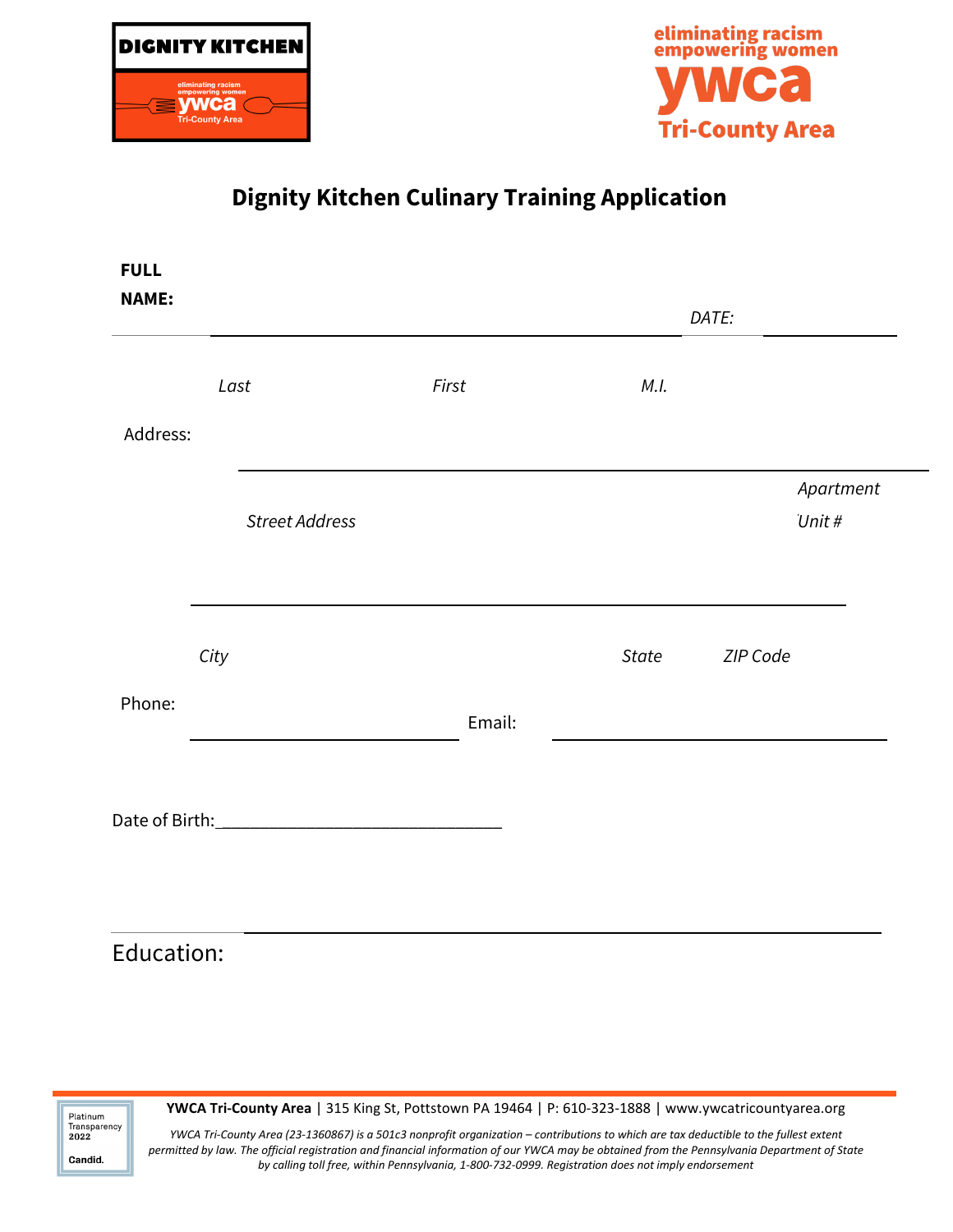DIGNITY KITCHEN

eliminating racism
empowering women
ywca
Tri-County Area

eliminating racism
empowering women
ywca
Tri-County Area

# Dignity Kitchen Culinary Training Application

**FULL NAME:** ______________________________ *DATE:* __________

*Last* *First* *M.I.*

Address: ______________________________________________

*Street Address* *Apartment Unit #*

______________________________________________

*City* *State* *ZIP Code*

Phone: ____________________ Email: ____________________

Date of Birth:______________________________

Education: ______________________________________________

**YWCA Tri-County Area** | 315 King St, Pottstown PA 19464 | P: 610-323-1888 | www.ywcatricountyarea.org

*YWCA Tri-County Area (23-1360867) is a 501c3 nonprofit organization – contributions to which are tax deductible to the fullest extent permitted by law. The official registration and financial information of our YWCA may be obtained from the Pennsylvania Department of State by calling toll free, within Pennsylvania, 1-800-732-0999. Registration does not imply endorsement*

Platinum Transparency 2022 Candid.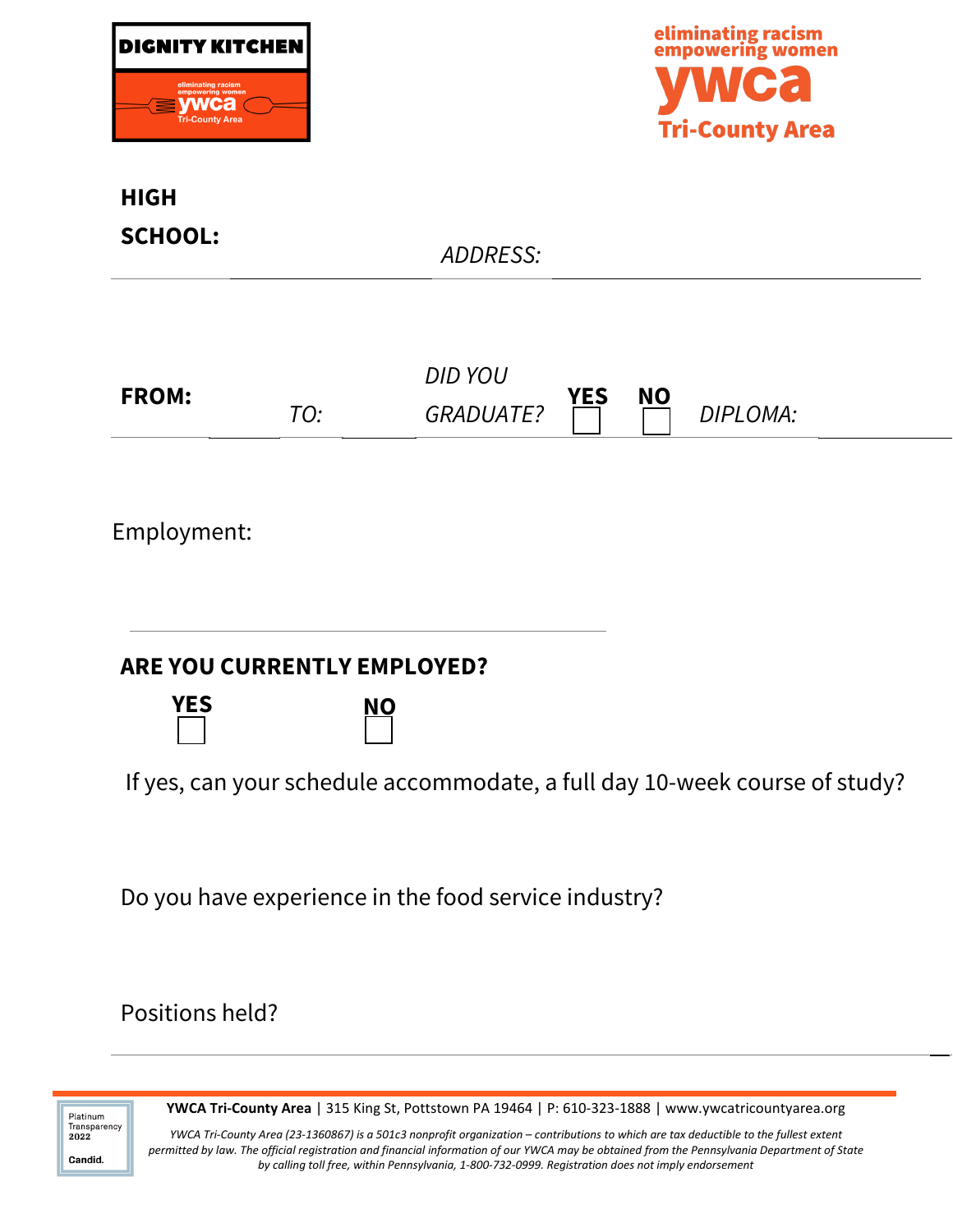**DIGNITY KITCHEN**

eliminating racism
empowering women
**ywca**
**Tri-County Area**

**HIGH SCHOOL:** _______________ *ADDRESS:* _______________

**FROM:** _______ *TO:* _______ *DID YOU GRADUATE?* **YES** ☐ **NO** ☐ *DIPLOMA:* _______________

Employment:

_______________________________________________

**ARE YOU CURRENTLY EMPLOYED?**

**YES** ☐ **NO** ☐

If yes, can your schedule accommodate, a full day 10-week course of study?

Do you have experience in the food service industry?

Positions held?

_______________________________________________

**YWCA Tri-County Area** | 315 King St, Pottstown PA 19464 | P: 610-323-1888 | www.ywcatricountyarea.org

*YWCA Tri-County Area (23-1360867) is a 501c3 nonprofit organization – contributions to which are tax deductible to the fullest extent permitted by law. The official registration and financial information of our YWCA may be obtained from the Pennsylvania Department of State by calling toll free, within Pennsylvania, 1-800-732-0999. Registration does not imply endorsement*

Platinum Transparency 2022
Candid.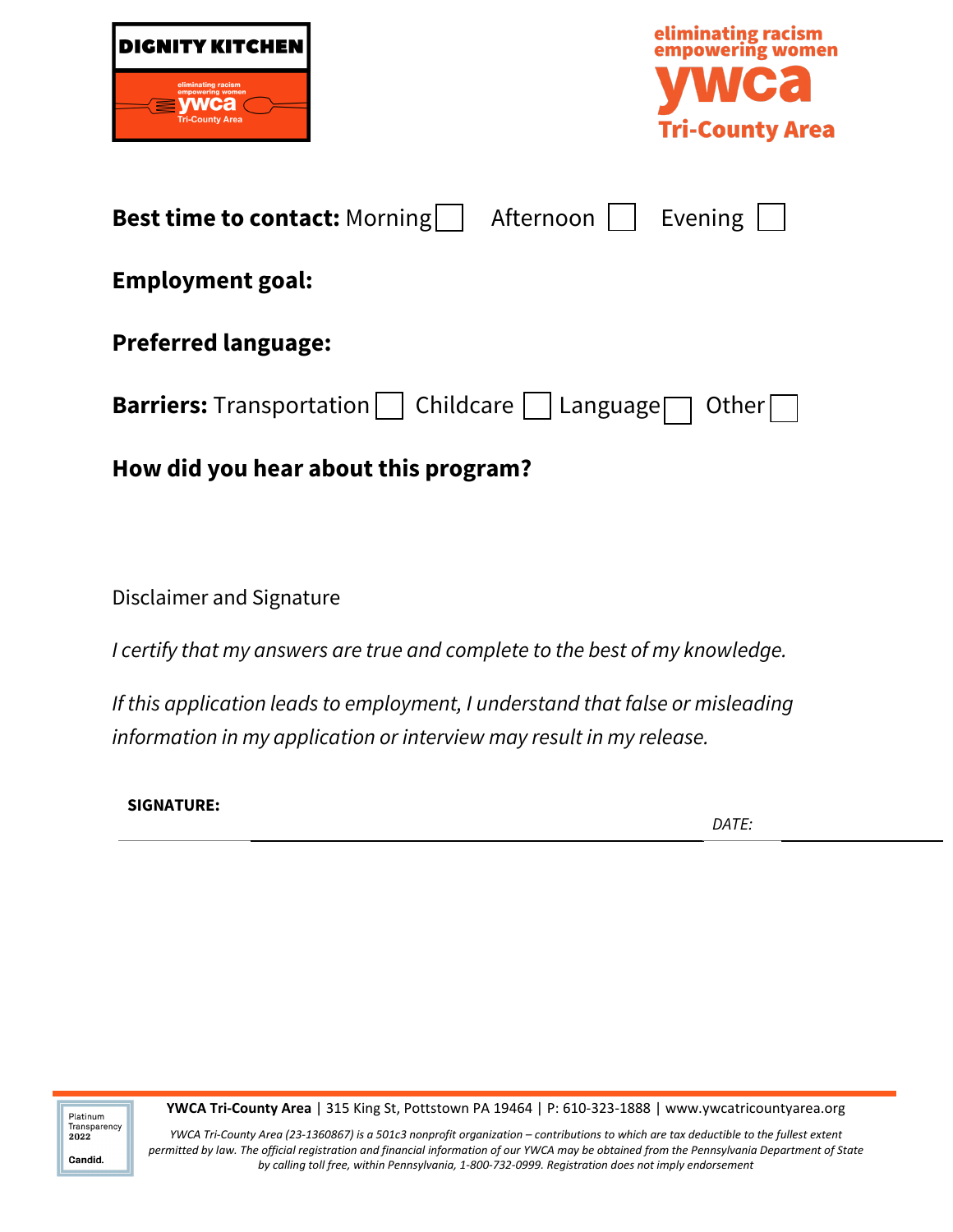**Best time to contact:** Morning ☐ Afternoon ☐ Evening ☐

**Employment goal:**

**Preferred language:**

**Barriers:** Transportation ☐ Childcare ☐ Language ☐ Other ☐

**How did you hear about this program?**

Disclaimer and Signature

*I certify that my answers are true and complete to the best of my knowledge.*

*If this application leads to employment, I understand that false or misleading information in my application or interview may result in my release.*

**SIGNATURE:** ______________________________ *DATE:* ______________

**YWCA Tri-County Area** | 315 King St, Pottstown PA 19464 | P: 610-323-1888 | www.ywcatricountyarea.org

*YWCA Tri-County Area (23-1360867) is a 501c3 nonprofit organization – contributions to which are tax deductible to the fullest extent permitted by law. The official registration and financial information of our YWCA may be obtained from the Pennsylvania Department of State by calling toll free, within Pennsylvania, 1-800-732-0999. Registration does not imply endorsement*